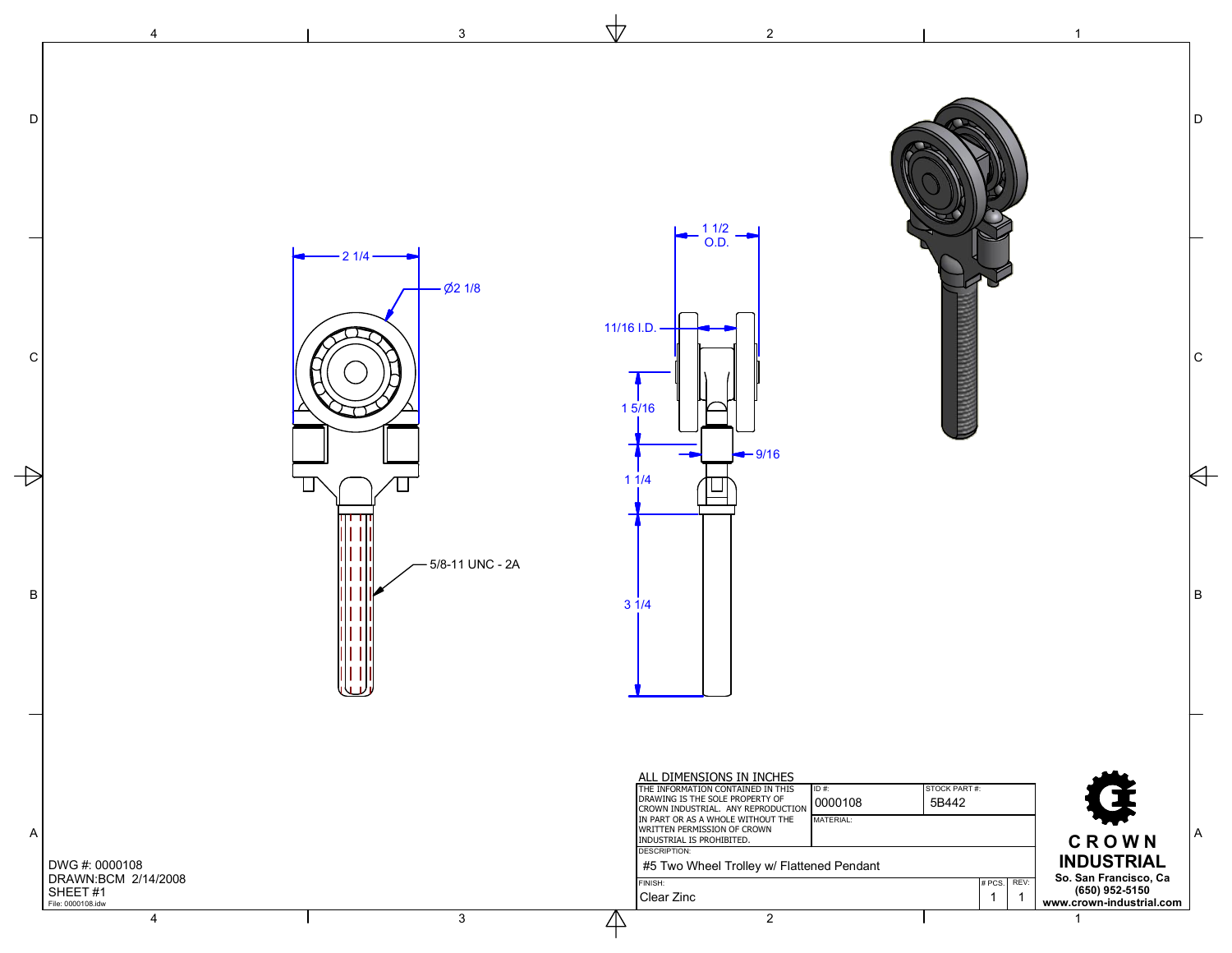2 1/4

Ø2 1/8

5/8-11 UNC - 2A

1 1/2
O.D.

11/16 I.D.

1 5/16

9/16

1 1/4

3 1/4

ALL DIMENSIONS IN INCHES

| THE INFORMATION CONTAINED IN THIS DRAWING IS THE SOLE PROPERTY OF CROWN INDUSTRIAL. ANY REPRODUCTION IN PART OR AS A WHOLE WITHOUT THE WRITTEN PERMISSION OF CROWN INDUSTRIAL IS PROHIBITED. | ID #: 0000108 | STOCK PART #: 5B442 | |
|---|---|---|---|
| | MATERIAL: | | |
| DESCRIPTION: #5 Two Wheel Trolley w/ Flattened Pendant | | | |
| FINISH: Clear Zinc | | # PCS. 1 | REV: 1 |

**CROWN INDUSTRIAL**
So. San Francisco, Ca
(650) 952-5150
www.crown-industrial.com

DWG #: 0000108
DRAWN:BCM 2/14/2008
SHEET #1
File: 0000108.idw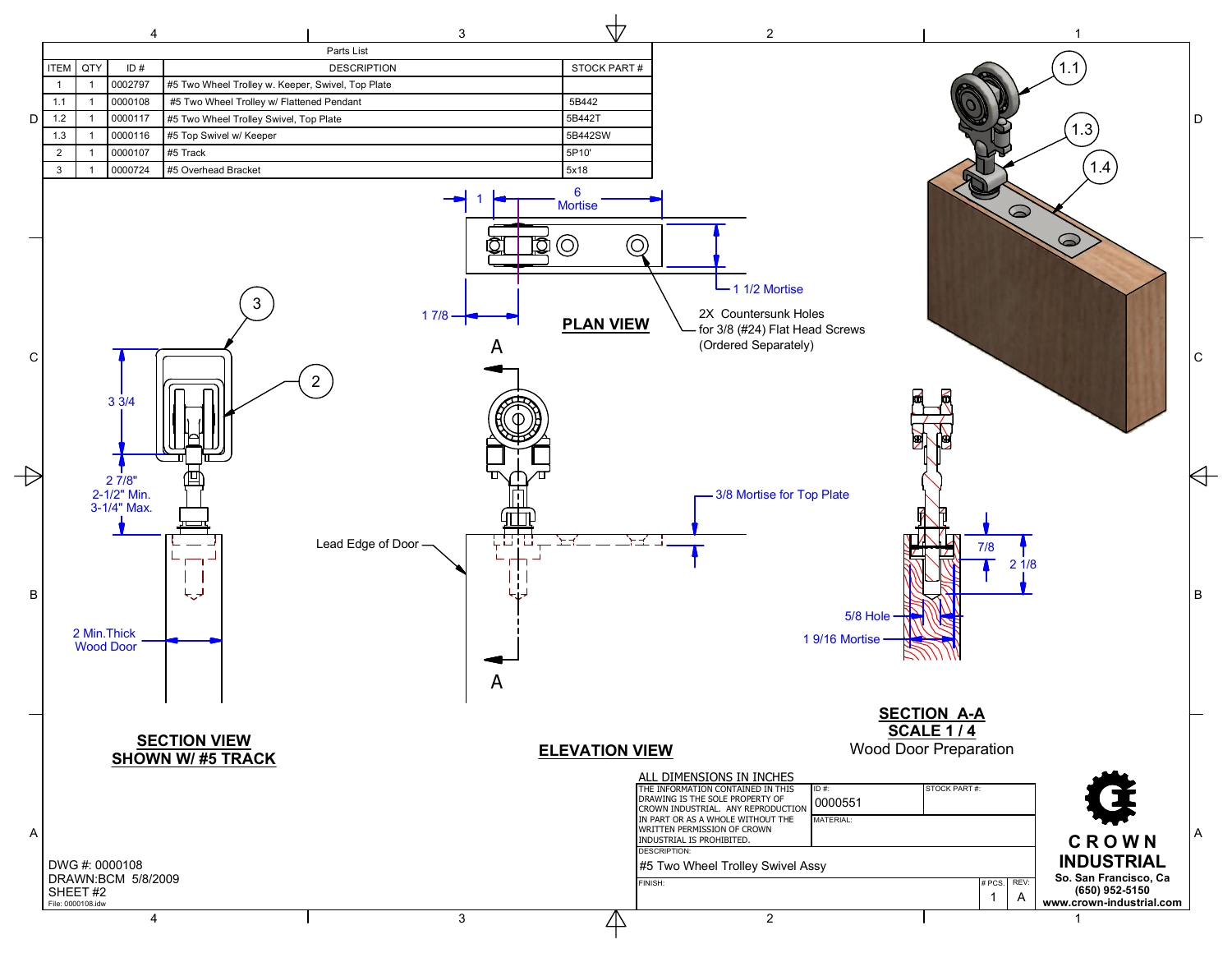| Parts List | | | | |
|---|---|---|---|---|
| ITEM | QTY | ID # | DESCRIPTION | STOCK PART # |
| 1 | 1 | 0002797 | #5 Two Wheel Trolley w. Keeper, Swivel, Top Plate | |
| 1.1 | 1 | 0000108 | #5 Two Wheel Trolley w/ Flattened Pendant | 5B442 |
| 1.2 | 1 | 0000117 | #5 Two Wheel Trolley Swivel, Top Plate | 5B442T |
| 1.3 | 1 | 0000116 | #5 Top Swivel w/ Keeper | 5B442SW |
| 2 | 1 | 0000107 | #5 Track | 5P10' |
| 3 | 1 | 0000724 | #5 Overhead Bracket | 5x18 |

**PLAN VIEW**

1

6 Mortise

1 1/2 Mortise

1 7/8

2X Countersunk Holes for 3/8 (#24) Flat Head Screws (Ordered Separately)

1.1

1.3

1.4

3

2

3 3/4

2 7/8"
2-1/2" Min.
3-1/4" Max.

2 Min.Thick Wood Door

**SECTION VIEW SHOWN W/ #5 TRACK**

A

A

Lead Edge of Door

3/8 Mortise for Top Plate

**ELEVATION VIEW**

7/8

2 1/8

5/8 Hole

1 9/16 Mortise

**SECTION A-A**
**SCALE 1 / 4**
Wood Door Preparation

ALL DIMENSIONS IN INCHES

THE INFORMATION CONTAINED IN THIS DRAWING IS THE SOLE PROPERTY OF CROWN INDUSTRIAL. ANY REPRODUCTION IN PART OR AS A WHOLE WITHOUT THE WRITTEN PERMISSION OF CROWN INDUSTRIAL IS PROHIBITED.

ID #: 0000551

STOCK PART #:

MATERIAL:

DESCRIPTION: #5 Two Wheel Trolley Swivel Assy

FINISH:

# PCS.: 1

REV: A

**CROWN INDUSTRIAL**
So. San Francisco, Ca
(650) 952-5150
www.crown-industrial.com

DWG #: 0000108
DRAWN:BCM 5/8/2009
SHEET #2
File: 0000108.idw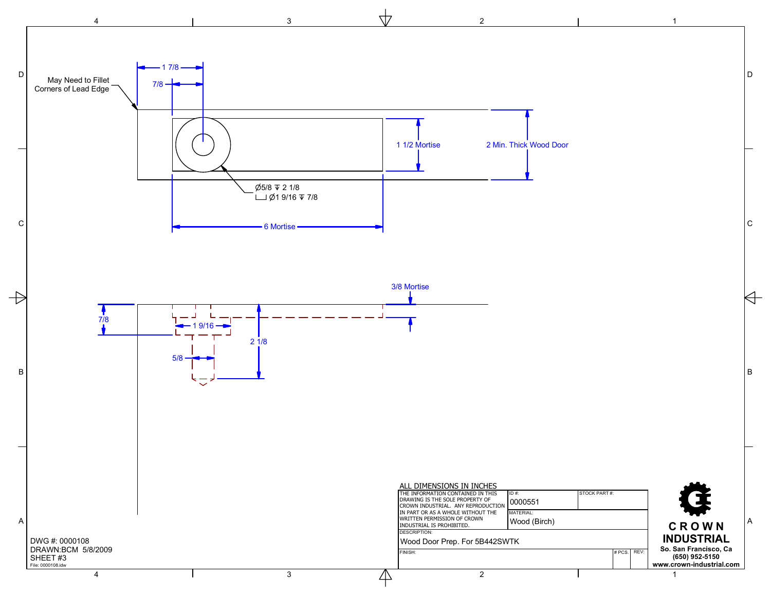May Need to Fillet Corners of Lead Edge

1 7/8

7/8

1 1/2 Mortise

2 Min. Thick Wood Door

Ø5/8 ↧ 2 1/8
⌴ Ø1 9/16 ↧ 7/8

6 Mortise

3/8 Mortise

7/8

1 9/16

2 1/8

5/8

ALL DIMENSIONS IN INCHES

THE INFORMATION CONTAINED IN THIS DRAWING IS THE SOLE PROPERTY OF CROWN INDUSTRIAL. ANY REPRODUCTION IN PART OR AS A WHOLE WITHOUT THE WRITTEN PERMISSION OF CROWN INDUSTRIAL IS PROHIBITED.

| ID #: | STOCK PART #: |
|---|---|
| 0000551 | |

MATERIAL: Wood (Birch)

DESCRIPTION: Wood Door Prep. For 5B442SWTK

FINISH:

| # PCS. | REV: |
|---|---|
| | |

**CROWN INDUSTRIAL**
So. San Francisco, Ca
(650) 952-5150
www.crown-industrial.com

DWG #: 0000108
DRAWN:BCM 5/8/2009
SHEET #3
File: 0000108.idw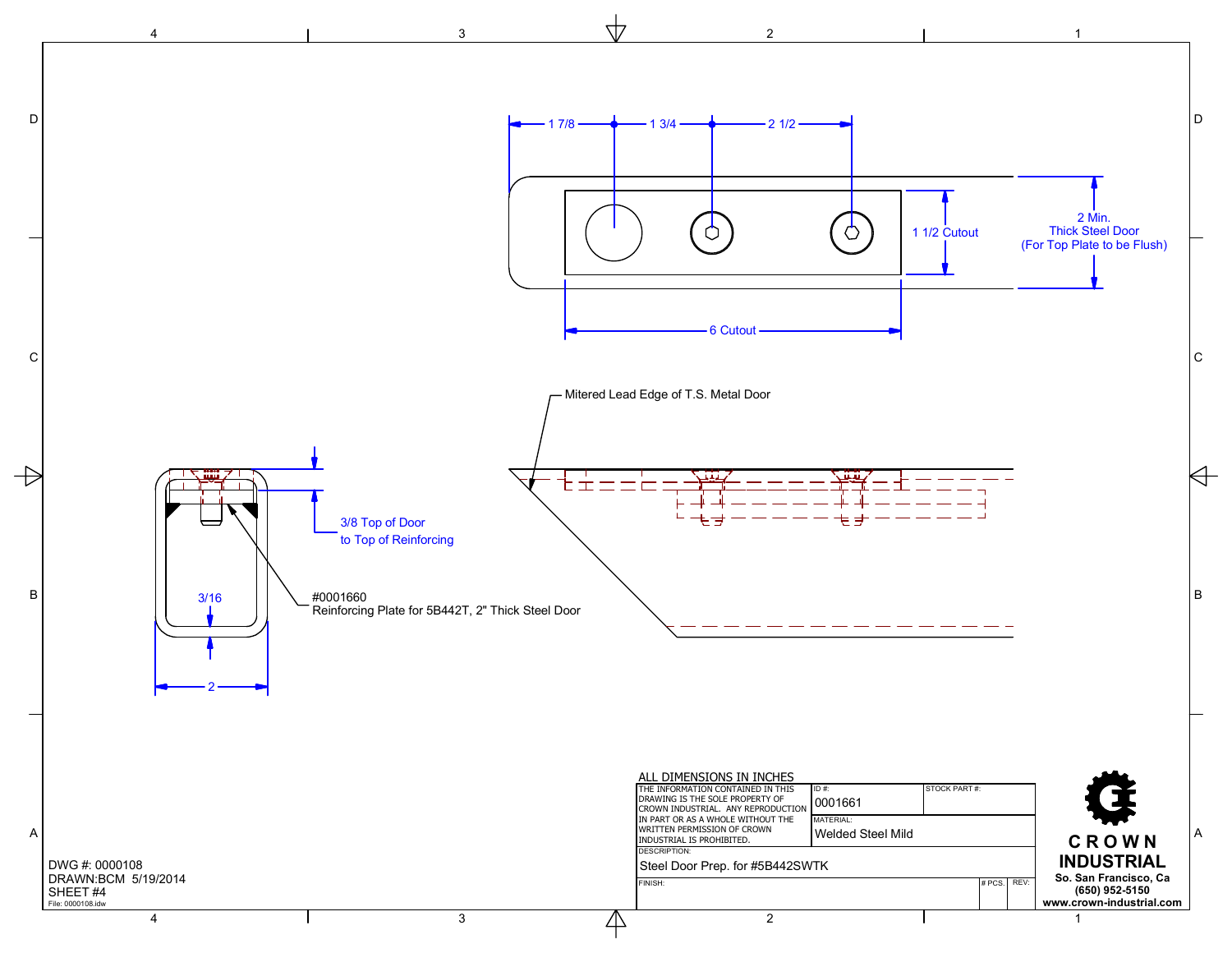1 7/8
1 3/4
2 1/2

1 1/2 Cutout

2 Min.
Thick Steel Door
(For Top Plate to be Flush)

6 Cutout

Mitered Lead Edge of T.S. Metal Door

3/8 Top of Door
to Top of Reinforcing

3/16

#0001660
Reinforcing Plate for 5B442T, 2" Thick Steel Door

2

ALL DIMENSIONS IN INCHES

THE INFORMATION CONTAINED IN THIS DRAWING IS THE SOLE PROPERTY OF CROWN INDUSTRIAL. ANY REPRODUCTION IN PART OR AS A WHOLE WITHOUT THE WRITTEN PERMISSION OF CROWN INDUSTRIAL IS PROHIBITED.

| | | |
|---|---|---|
| ID #: 0001661 | STOCK PART #: | |
| MATERIAL: Welded Steel Mild | | |
| DESCRIPTION: Steel Door Prep. for #5B442SWTK | | |
| FINISH: | # PCS. | REV: |

**CROWN INDUSTRIAL**
**So. San Francisco, Ca**
**(650) 952-5150**
**www.crown-industrial.com**

DWG #: 0000108
DRAWN:BCM 5/19/2014
SHEET #4
File: 0000108.idw